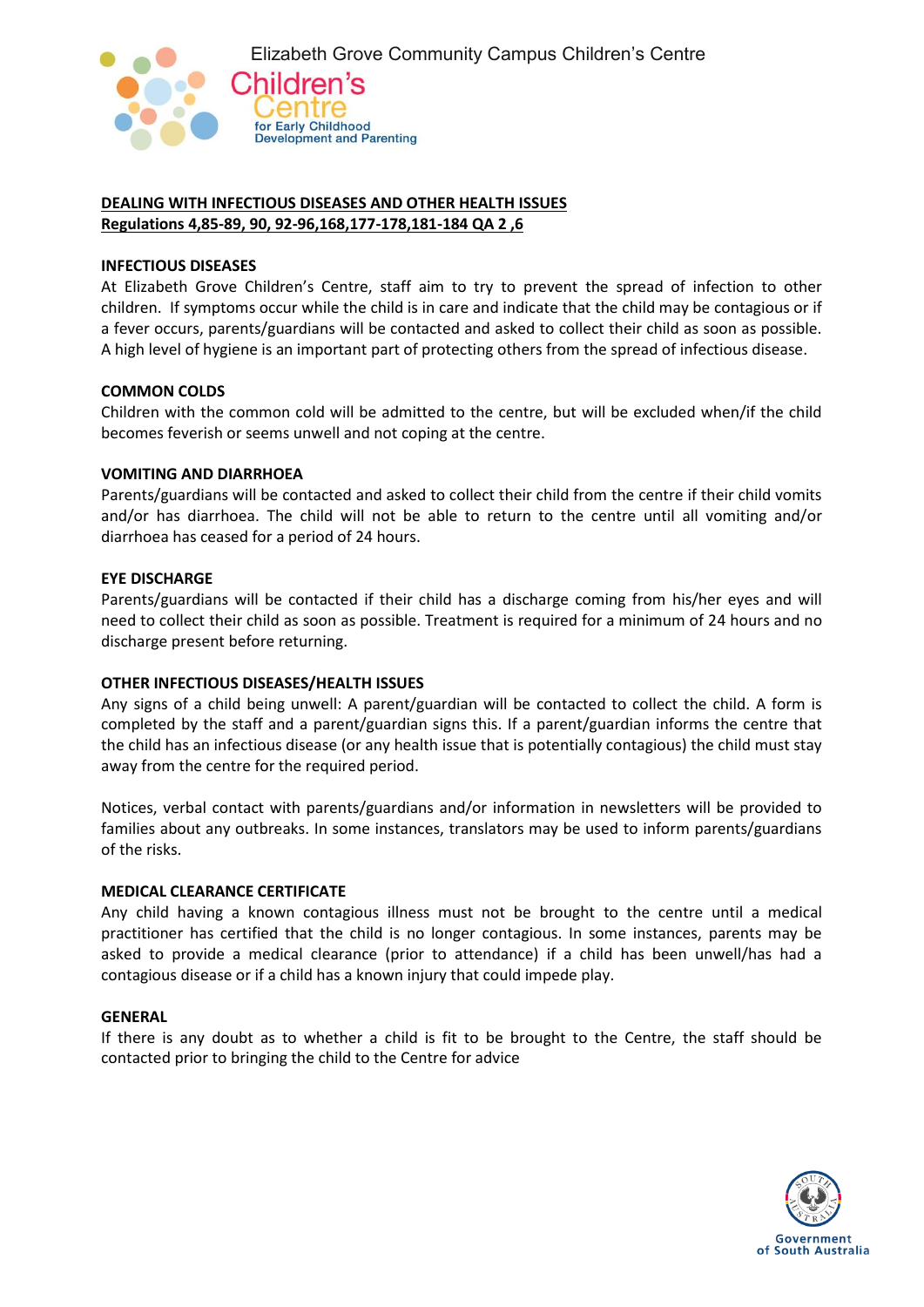Elizabeth Grove Community Campus Children's Centre

Children's Centre for Early Childhood Development and Parenting

## DEALING WITH INFECTIOUS DISEASES AND OTHER HEALTH ISSUES
## Regulations 4,85-89, 90, 92-96,168,177-178,181-184 QA 2 ,6

### INFECTIOUS DISEASES

At Elizabeth Grove Children's Centre, staff aim to try to prevent the spread of infection to other children. If symptoms occur while the child is in care and indicate that the child may be contagious or if a fever occurs, parents/guardians will be contacted and asked to collect their child as soon as possible. A high level of hygiene is an important part of protecting others from the spread of infectious disease.

### COMMON COLDS

Children with the common cold will be admitted to the centre, but will be excluded when/if the child becomes feverish or seems unwell and not coping at the centre.

### VOMITING AND DIARRHOEA

Parents/guardians will be contacted and asked to collect their child from the centre if their child vomits and/or has diarrhoea. The child will not be able to return to the centre until all vomiting and/or diarrhoea has ceased for a period of 24 hours.

### EYE DISCHARGE

Parents/guardians will be contacted if their child has a discharge coming from his/her eyes and will need to collect their child as soon as possible. Treatment is required for a minimum of 24 hours and no discharge present before returning.

### OTHER INFECTIOUS DISEASES/HEALTH ISSUES

Any signs of a child being unwell: A parent/guardian will be contacted to collect the child. A form is completed by the staff and a parent/guardian signs this. If a parent/guardian informs the centre that the child has an infectious disease (or any health issue that is potentially contagious) the child must stay away from the centre for the required period.

Notices, verbal contact with parents/guardians and/or information in newsletters will be provided to families about any outbreaks. In some instances, translators may be used to inform parents/guardians of the risks.

### MEDICAL CLEARANCE CERTIFICATE

Any child having a known contagious illness must not be brought to the centre until a medical practitioner has certified that the child is no longer contagious. In some instances, parents may be asked to provide a medical clearance (prior to attendance) if a child has been unwell/has had a contagious disease or if a child has a known injury that could impede play.

### GENERAL

If there is any doubt as to whether a child is fit to be brought to the Centre, the staff should be contacted prior to bringing the child to the Centre for advice

Government of South Australia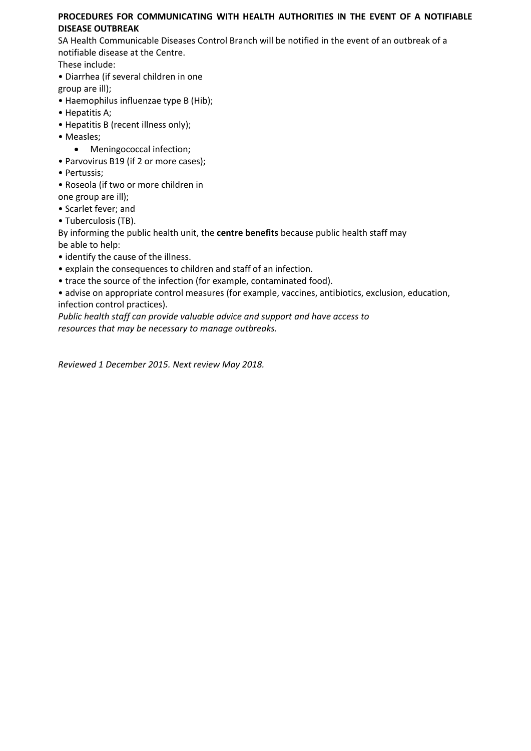**PROCEDURES FOR COMMUNICATING WITH HEALTH AUTHORITIES IN THE EVENT OF A NOTIFIABLE DISEASE OUTBREAK**

SA Health Communicable Diseases Control Branch will be notified in the event of an outbreak of a notifiable disease at the Centre.

These include:

- Diarrhea (if several children in one group are ill);
- Haemophilus influenzae type B (Hib);
- Hepatitis A;
- Hepatitis B (recent illness only);
- Measles;
- Meningococcal infection;
- Parvovirus B19 (if 2 or more cases);
- Pertussis;
- Roseola (if two or more children in one group are ill);
- Scarlet fever; and
- Tuberculosis (TB).

By informing the public health unit, the **centre benefits** because public health staff may be able to help:

- identify the cause of the illness.
- explain the consequences to children and staff of an infection.
- trace the source of the infection (for example, contaminated food).
- advise on appropriate control measures (for example, vaccines, antibiotics, exclusion, education, infection control practices).

*Public health staff can provide valuable advice and support and have access to resources that may be necessary to manage outbreaks.*

*Reviewed 1 December 2015. Next review May 2018.*